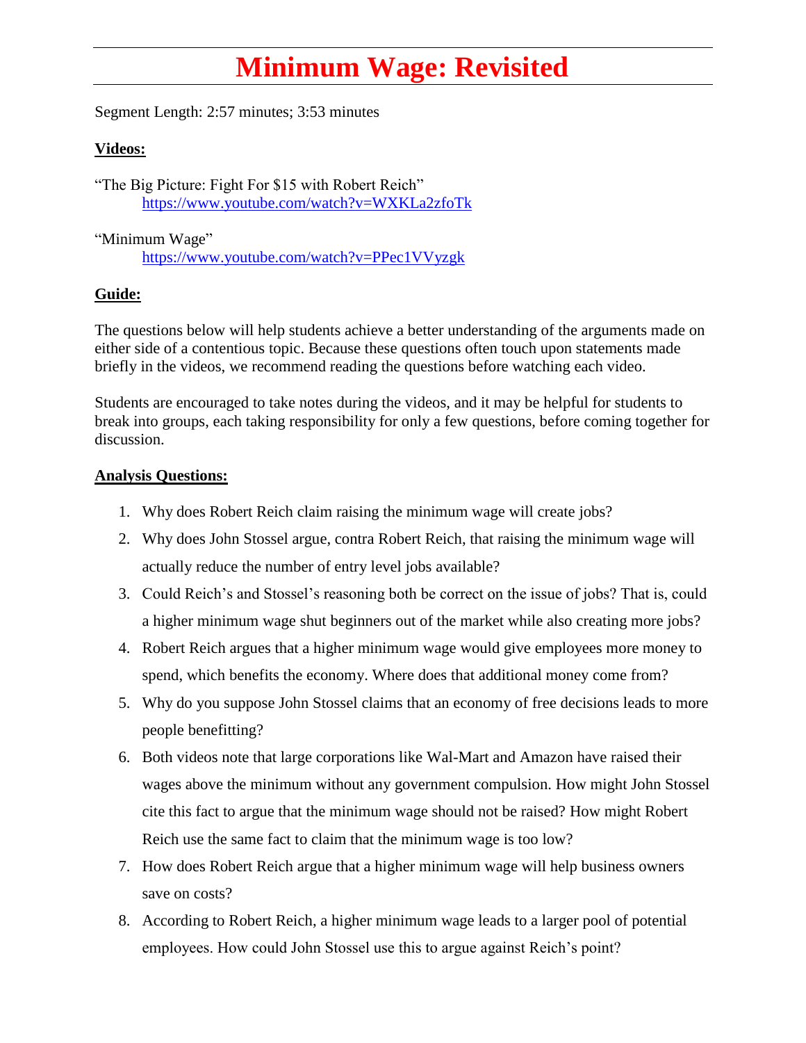# Minimum Wage: Revisited

Segment Length: 2:57 minutes; 3:53 minutes

**Videos:**

"The Big Picture: Fight For $15 with Robert Reich"
https://www.youtube.com/watch?v=WXKLa2zfoTk

"Minimum Wage"
https://www.youtube.com/watch?v=PPec1VVyzgk

**Guide:**

The questions below will help students achieve a better understanding of the arguments made on either side of a contentious topic. Because these questions often touch upon statements made briefly in the videos, we recommend reading the questions before watching each video.

Students are encouraged to take notes during the videos, and it may be helpful for students to break into groups, each taking responsibility for only a few questions, before coming together for discussion.

**Analysis Questions:**

1. Why does Robert Reich claim raising the minimum wage will create jobs?
2. Why does John Stossel argue, contra Robert Reich, that raising the minimum wage will actually reduce the number of entry level jobs available?
3. Could Reich's and Stossel's reasoning both be correct on the issue of jobs? That is, could a higher minimum wage shut beginners out of the market while also creating more jobs?
4. Robert Reich argues that a higher minimum wage would give employees more money to spend, which benefits the economy. Where does that additional money come from?
5. Why do you suppose John Stossel claims that an economy of free decisions leads to more people benefitting?
6. Both videos note that large corporations like Wal-Mart and Amazon have raised their wages above the minimum without any government compulsion. How might John Stossel cite this fact to argue that the minimum wage should not be raised? How might Robert Reich use the same fact to claim that the minimum wage is too low?
7. How does Robert Reich argue that a higher minimum wage will help business owners save on costs?
8. According to Robert Reich, a higher minimum wage leads to a larger pool of potential employees. How could John Stossel use this to argue against Reich's point?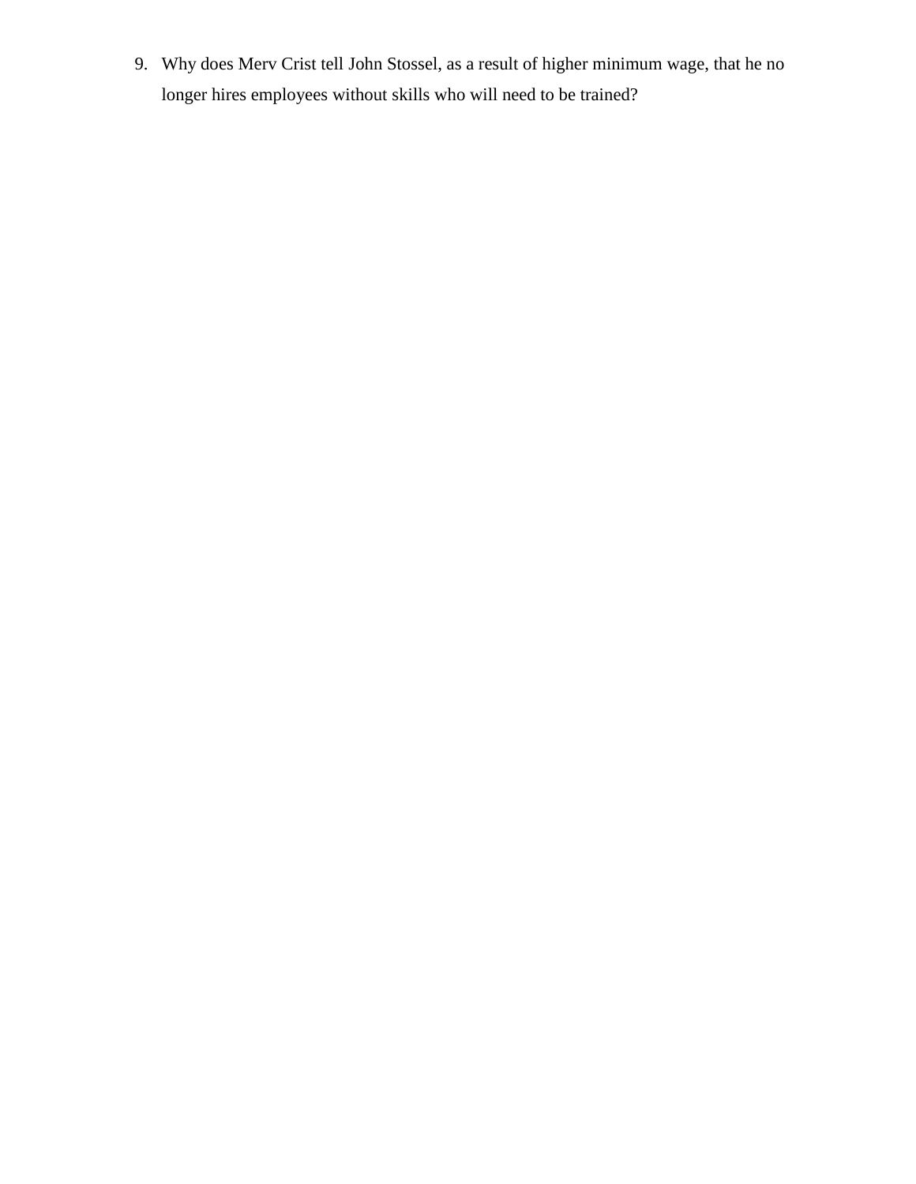9. Why does Merv Crist tell John Stossel, as a result of higher minimum wage, that he no longer hires employees without skills who will need to be trained?